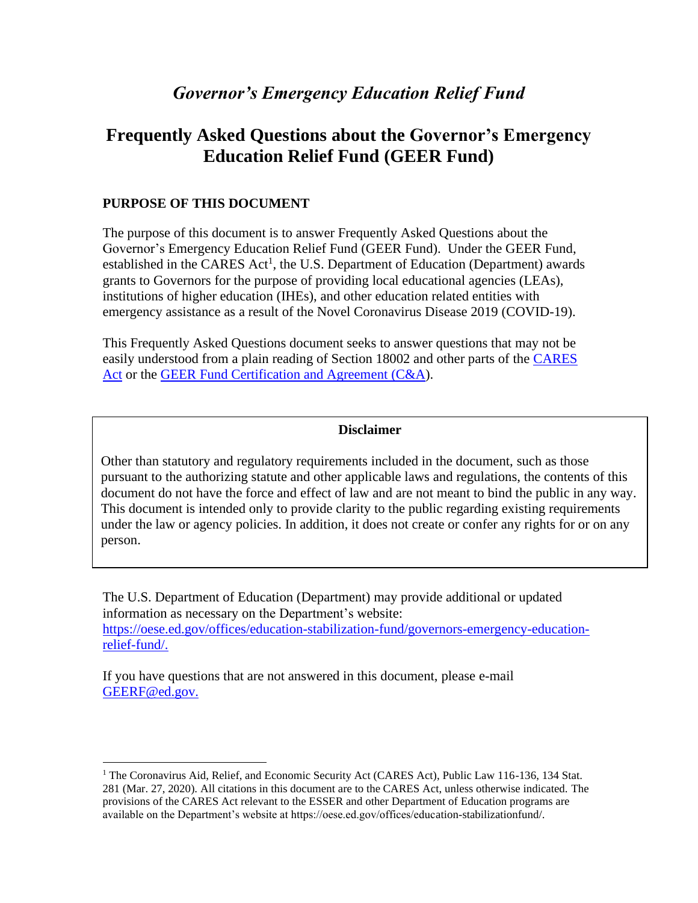*Governor's Emergency Education Relief Fund*

# Frequently Asked Questions about the Governor's Emergency Education Relief Fund (GEER Fund)

## PURPOSE OF THIS DOCUMENT

The purpose of this document is to answer Frequently Asked Questions about the Governor's Emergency Education Relief Fund (GEER Fund). Under the GEER Fund, established in the CARES Act[1], the U.S. Department of Education (Department) awards grants to Governors for the purpose of providing local educational agencies (LEAs), institutions of higher education (IHEs), and other education related entities with emergency assistance as a result of the Novel Coronavirus Disease 2019 (COVID-19).

This Frequently Asked Questions document seeks to answer questions that may not be easily understood from a plain reading of Section 18002 and other parts of the CARES Act or the GEER Fund Certification and Agreement (C&A).

**Disclaimer**

Other than statutory and regulatory requirements included in the document, such as those pursuant to the authorizing statute and other applicable laws and regulations, the contents of this document do not have the force and effect of law and are not meant to bind the public in any way. This document is intended only to provide clarity to the public regarding existing requirements under the law or agency policies. In addition, it does not create or confer any rights for or on any person.

The U.S. Department of Education (Department) may provide additional or updated information as necessary on the Department's website: https://oese.ed.gov/offices/education-stabilization-fund/governors-emergency-education-relief-fund/.

If you have questions that are not answered in this document, please e-mail GEERF@ed.gov.

---

[1] The Coronavirus Aid, Relief, and Economic Security Act (CARES Act), Public Law 116-136, 134 Stat. 281 (Mar. 27, 2020). All citations in this document are to the CARES Act, unless otherwise indicated. The provisions of the CARES Act relevant to the ESSER and other Department of Education programs are available on the Department's website at https://oese.ed.gov/offices/education-stabilizationfund/.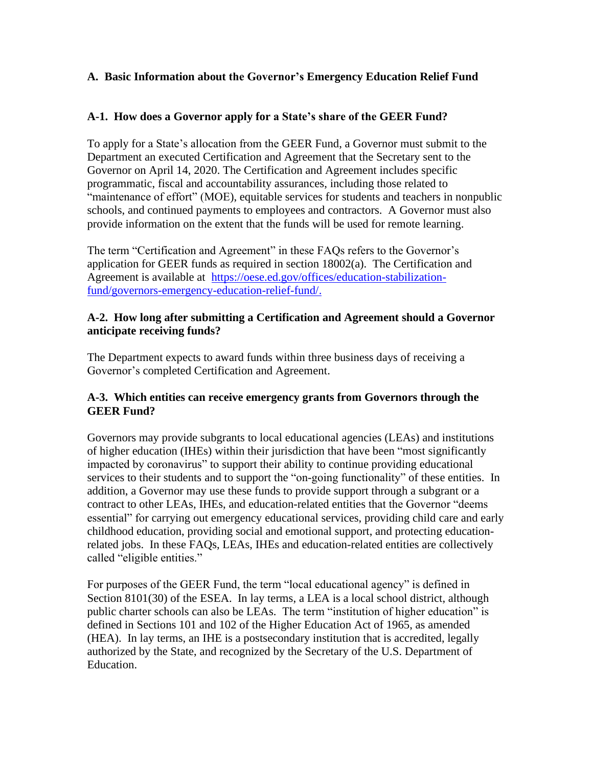## A. Basic Information about the Governor's Emergency Education Relief Fund

### A-1. How does a Governor apply for a State's share of the GEER Fund?

To apply for a State's allocation from the GEER Fund, a Governor must submit to the Department an executed Certification and Agreement that the Secretary sent to the Governor on April 14, 2020. The Certification and Agreement includes specific programmatic, fiscal and accountability assurances, including those related to "maintenance of effort" (MOE), equitable services for students and teachers in nonpublic schools, and continued payments to employees and contractors. A Governor must also provide information on the extent that the funds will be used for remote learning.

The term "Certification and Agreement" in these FAQs refers to the Governor's application for GEER funds as required in section 18002(a). The Certification and Agreement is available at [https://oese.ed.gov/offices/education-stabilization-fund/governors-emergency-education-relief-fund/.](https://oese.ed.gov/offices/education-stabilization-fund/governors-emergency-education-relief-fund/)

### A-2. How long after submitting a Certification and Agreement should a Governor anticipate receiving funds?

The Department expects to award funds within three business days of receiving a Governor's completed Certification and Agreement.

### A-3. Which entities can receive emergency grants from Governors through the GEER Fund?

Governors may provide subgrants to local educational agencies (LEAs) and institutions of higher education (IHEs) within their jurisdiction that have been "most significantly impacted by coronavirus" to support their ability to continue providing educational services to their students and to support the "on-going functionality" of these entities. In addition, a Governor may use these funds to provide support through a subgrant or a contract to other LEAs, IHEs, and education-related entities that the Governor "deems essential" for carrying out emergency educational services, providing child care and early childhood education, providing social and emotional support, and protecting education-related jobs. In these FAQs, LEAs, IHEs and education-related entities are collectively called "eligible entities."

For purposes of the GEER Fund, the term "local educational agency" is defined in Section 8101(30) of the ESEA. In lay terms, a LEA is a local school district, although public charter schools can also be LEAs. The term "institution of higher education" is defined in Sections 101 and 102 of the Higher Education Act of 1965, as amended (HEA). In lay terms, an IHE is a postsecondary institution that is accredited, legally authorized by the State, and recognized by the Secretary of the U.S. Department of Education.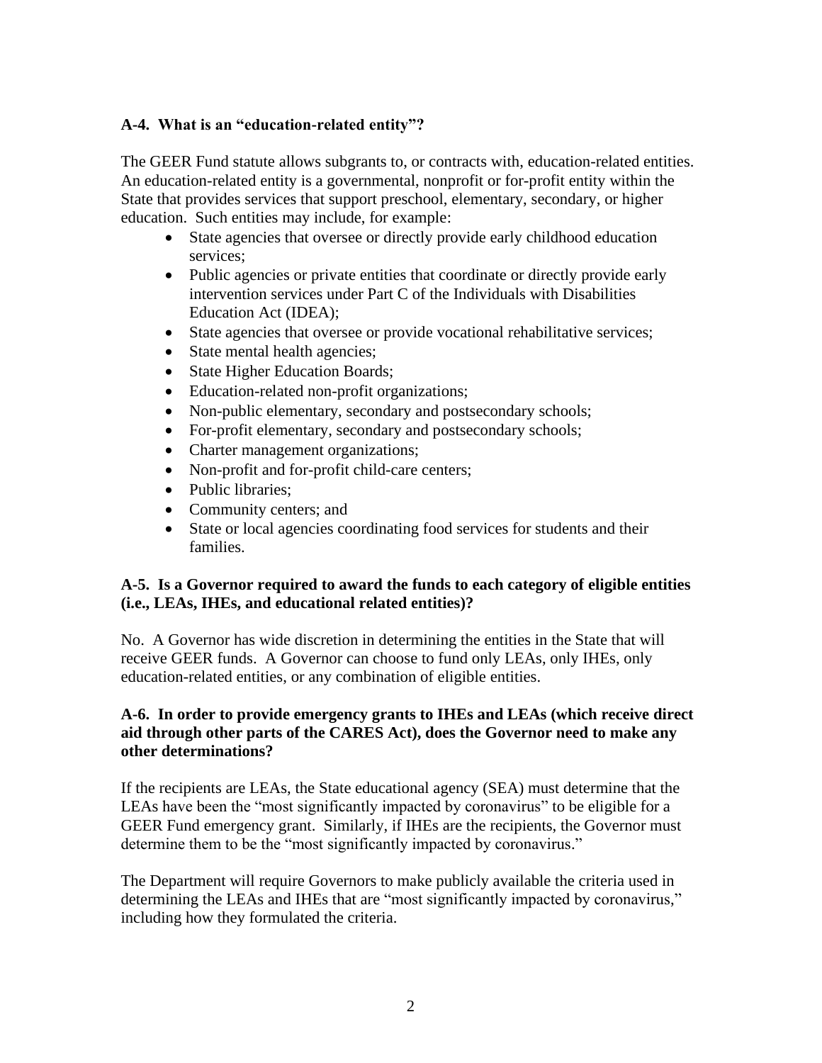**A-4. What is an "education-related entity"?**

The GEER Fund statute allows subgrants to, or contracts with, education-related entities. An education-related entity is a governmental, nonprofit or for-profit entity within the State that provides services that support preschool, elementary, secondary, or higher education. Such entities may include, for example:

- State agencies that oversee or directly provide early childhood education services;
- Public agencies or private entities that coordinate or directly provide early intervention services under Part C of the Individuals with Disabilities Education Act (IDEA);
- State agencies that oversee or provide vocational rehabilitative services;
- State mental health agencies;
- State Higher Education Boards;
- Education-related non-profit organizations;
- Non-public elementary, secondary and postsecondary schools;
- For-profit elementary, secondary and postsecondary schools;
- Charter management organizations;
- Non-profit and for-profit child-care centers;
- Public libraries;
- Community centers; and
- State or local agencies coordinating food services for students and their families.

**A-5. Is a Governor required to award the funds to each category of eligible entities (i.e., LEAs, IHEs, and educational related entities)?**

No. A Governor has wide discretion in determining the entities in the State that will receive GEER funds. A Governor can choose to fund only LEAs, only IHEs, only education-related entities, or any combination of eligible entities.

**A-6. In order to provide emergency grants to IHEs and LEAs (which receive direct aid through other parts of the CARES Act), does the Governor need to make any other determinations?**

If the recipients are LEAs, the State educational agency (SEA) must determine that the LEAs have been the "most significantly impacted by coronavirus" to be eligible for a GEER Fund emergency grant. Similarly, if IHEs are the recipients, the Governor must determine them to be the "most significantly impacted by coronavirus."

The Department will require Governors to make publicly available the criteria used in determining the LEAs and IHEs that are "most significantly impacted by coronavirus," including how they formulated the criteria.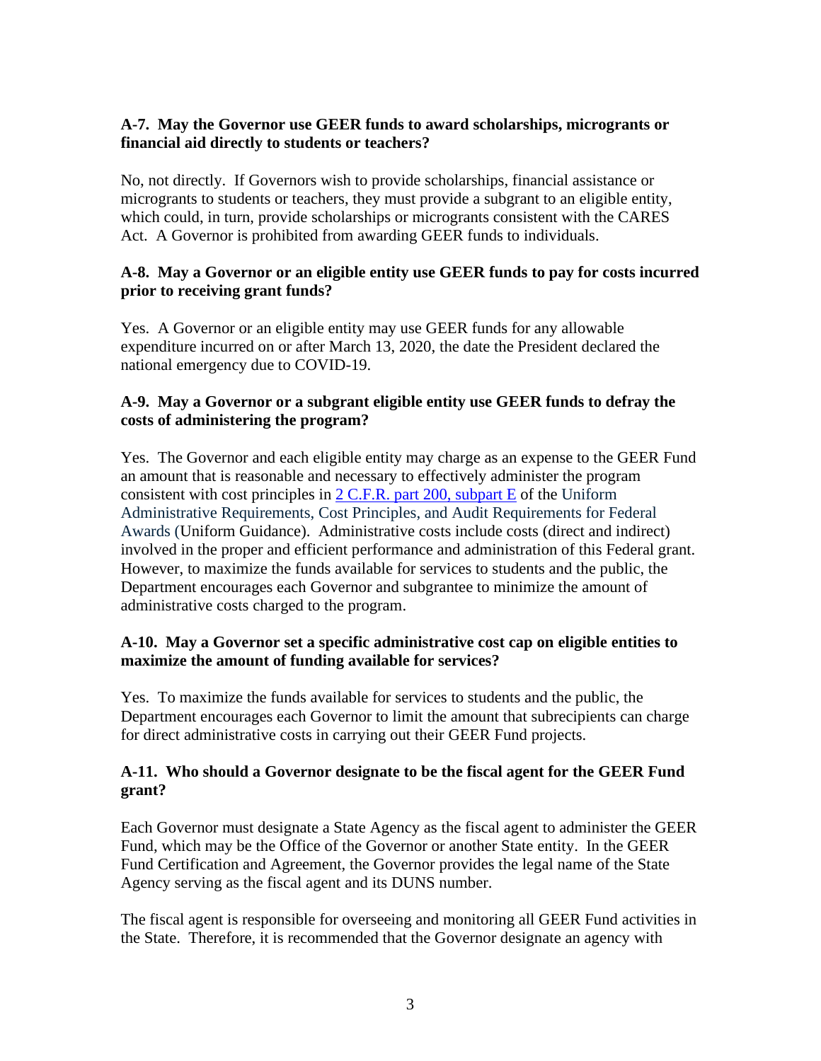**A-7. May the Governor use GEER funds to award scholarships, microgrants or financial aid directly to students or teachers?**

No, not directly. If Governors wish to provide scholarships, financial assistance or microgrants to students or teachers, they must provide a subgrant to an eligible entity, which could, in turn, provide scholarships or microgrants consistent with the CARES Act. A Governor is prohibited from awarding GEER funds to individuals.

**A-8. May a Governor or an eligible entity use GEER funds to pay for costs incurred prior to receiving grant funds?**

Yes. A Governor or an eligible entity may use GEER funds for any allowable expenditure incurred on or after March 13, 2020, the date the President declared the national emergency due to COVID-19.

**A-9. May a Governor or a subgrant eligible entity use GEER funds to defray the costs of administering the program?**

Yes. The Governor and each eligible entity may charge as an expense to the GEER Fund an amount that is reasonable and necessary to effectively administer the program consistent with cost principles in [2 C.F.R. part 200, subpart E]() of the Uniform Administrative Requirements, Cost Principles, and Audit Requirements for Federal Awards (Uniform Guidance). Administrative costs include costs (direct and indirect) involved in the proper and efficient performance and administration of this Federal grant. However, to maximize the funds available for services to students and the public, the Department encourages each Governor and subgrantee to minimize the amount of administrative costs charged to the program.

**A-10. May a Governor set a specific administrative cost cap on eligible entities to maximize the amount of funding available for services?**

Yes. To maximize the funds available for services to students and the public, the Department encourages each Governor to limit the amount that subrecipients can charge for direct administrative costs in carrying out their GEER Fund projects.

**A-11. Who should a Governor designate to be the fiscal agent for the GEER Fund grant?**

Each Governor must designate a State Agency as the fiscal agent to administer the GEER Fund, which may be the Office of the Governor or another State entity. In the GEER Fund Certification and Agreement, the Governor provides the legal name of the State Agency serving as the fiscal agent and its DUNS number.

The fiscal agent is responsible for overseeing and monitoring all GEER Fund activities in the State. Therefore, it is recommended that the Governor designate an agency with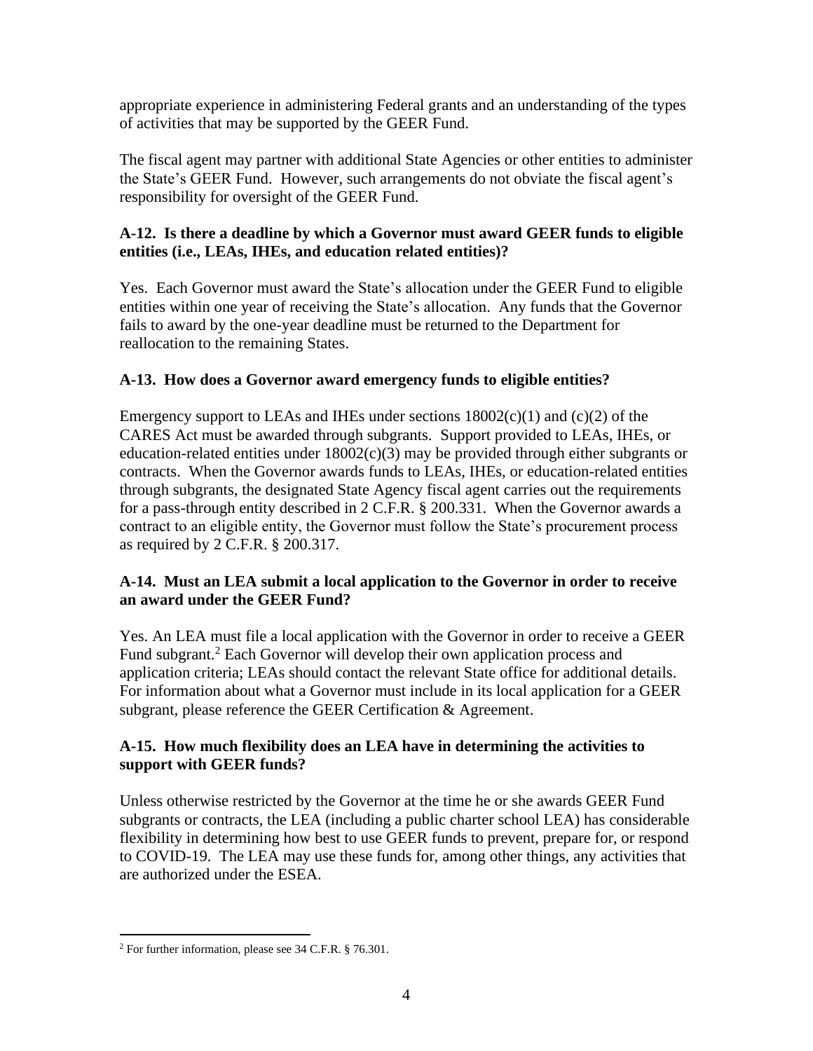appropriate experience in administering Federal grants and an understanding of the types of activities that may be supported by the GEER Fund.

The fiscal agent may partner with additional State Agencies or other entities to administer the State's GEER Fund. However, such arrangements do not obviate the fiscal agent's responsibility for oversight of the GEER Fund.

**A-12. Is there a deadline by which a Governor must award GEER funds to eligible entities (i.e., LEAs, IHEs, and education related entities)?**

Yes. Each Governor must award the State's allocation under the GEER Fund to eligible entities within one year of receiving the State's allocation. Any funds that the Governor fails to award by the one-year deadline must be returned to the Department for reallocation to the remaining States.

**A-13. How does a Governor award emergency funds to eligible entities?**

Emergency support to LEAs and IHEs under sections 18002(c)(1) and (c)(2) of the CARES Act must be awarded through subgrants. Support provided to LEAs, IHEs, or education-related entities under 18002(c)(3) may be provided through either subgrants or contracts. When the Governor awards funds to LEAs, IHEs, or education-related entities through subgrants, the designated State Agency fiscal agent carries out the requirements for a pass-through entity described in 2 C.F.R. § 200.331. When the Governor awards a contract to an eligible entity, the Governor must follow the State's procurement process as required by 2 C.F.R. § 200.317.

**A-14. Must an LEA submit a local application to the Governor in order to receive an award under the GEER Fund?**

Yes. An LEA must file a local application with the Governor in order to receive a GEER Fund subgrant.[2] Each Governor will develop their own application process and application criteria; LEAs should contact the relevant State office for additional details. For information about what a Governor must include in its local application for a GEER subgrant, please reference the GEER Certification & Agreement.

**A-15. How much flexibility does an LEA have in determining the activities to support with GEER funds?**

Unless otherwise restricted by the Governor at the time he or she awards GEER Fund subgrants or contracts, the LEA (including a public charter school LEA) has considerable flexibility in determining how best to use GEER funds to prevent, prepare for, or respond to COVID-19. The LEA may use these funds for, among other things, any activities that are authorized under the ESEA.

[2] For further information, please see 34 C.F.R. § 76.301.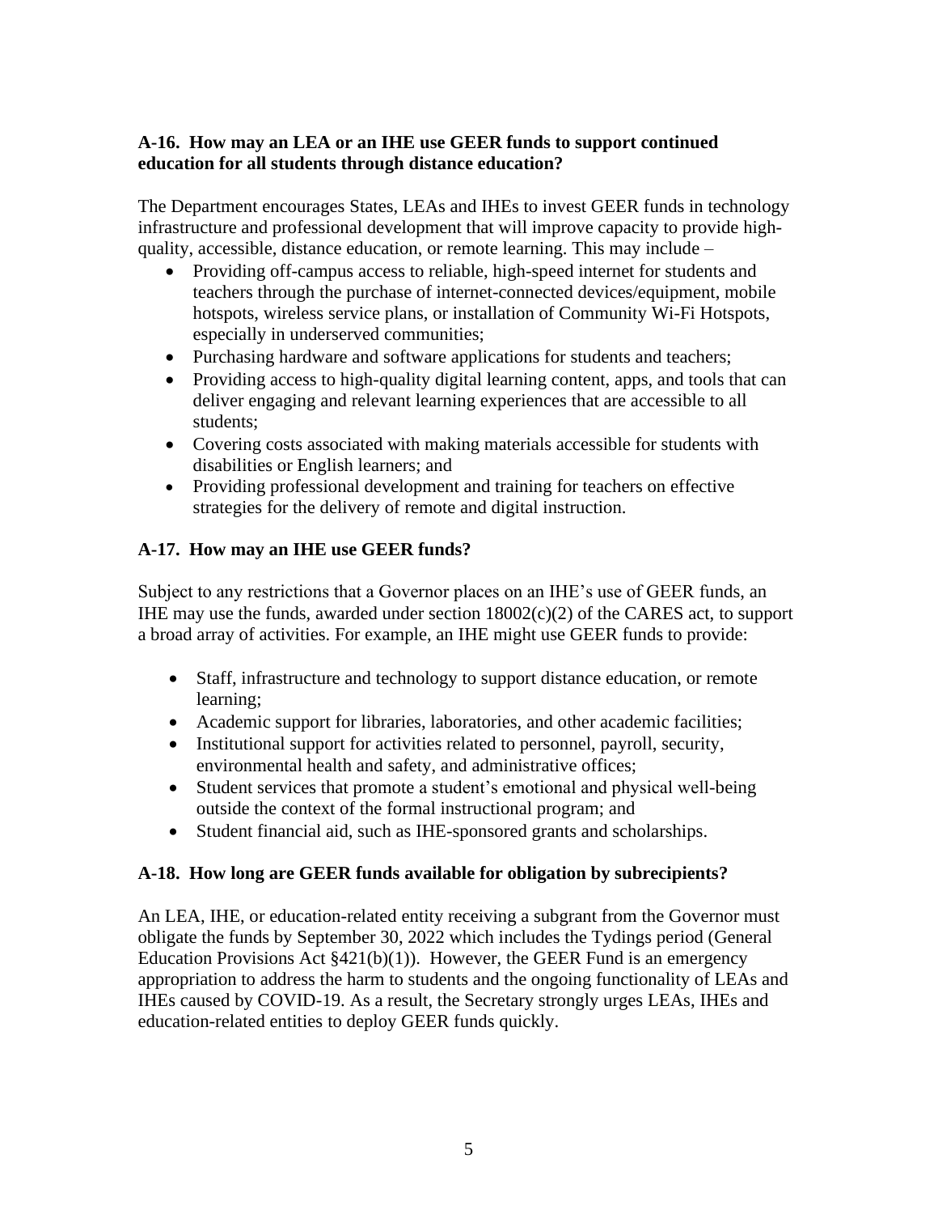**A-16. How may an LEA or an IHE use GEER funds to support continued education for all students through distance education?**

The Department encourages States, LEAs and IHEs to invest GEER funds in technology infrastructure and professional development that will improve capacity to provide high-quality, accessible, distance education, or remote learning. This may include –

- Providing off-campus access to reliable, high-speed internet for students and teachers through the purchase of internet-connected devices/equipment, mobile hotspots, wireless service plans, or installation of Community Wi-Fi Hotspots, especially in underserved communities;
- Purchasing hardware and software applications for students and teachers;
- Providing access to high-quality digital learning content, apps, and tools that can deliver engaging and relevant learning experiences that are accessible to all students;
- Covering costs associated with making materials accessible for students with disabilities or English learners; and
- Providing professional development and training for teachers on effective strategies for the delivery of remote and digital instruction.

**A-17. How may an IHE use GEER funds?**

Subject to any restrictions that a Governor places on an IHE's use of GEER funds, an IHE may use the funds, awarded under section 18002(c)(2) of the CARES act, to support a broad array of activities. For example, an IHE might use GEER funds to provide:

- Staff, infrastructure and technology to support distance education, or remote learning;
- Academic support for libraries, laboratories, and other academic facilities;
- Institutional support for activities related to personnel, payroll, security, environmental health and safety, and administrative offices;
- Student services that promote a student's emotional and physical well-being outside the context of the formal instructional program; and
- Student financial aid, such as IHE-sponsored grants and scholarships.

**A-18. How long are GEER funds available for obligation by subrecipients?**

An LEA, IHE, or education-related entity receiving a subgrant from the Governor must obligate the funds by September 30, 2022 which includes the Tydings period (General Education Provisions Act §421(b)(1)). However, the GEER Fund is an emergency appropriation to address the harm to students and the ongoing functionality of LEAs and IHEs caused by COVID-19. As a result, the Secretary strongly urges LEAs, IHEs and education-related entities to deploy GEER funds quickly.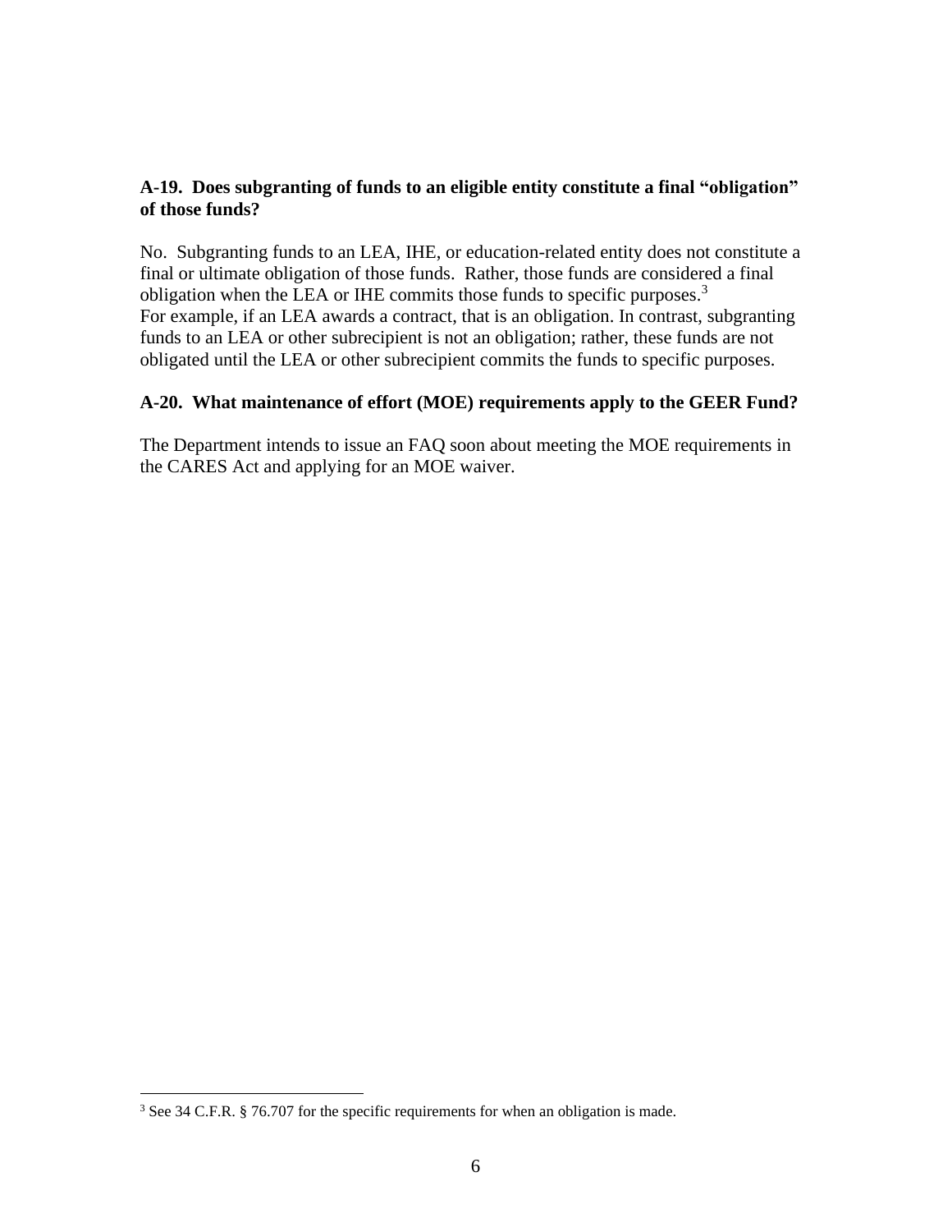**A-19. Does subgranting of funds to an eligible entity constitute a final "obligation" of those funds?**

No. Subgranting funds to an LEA, IHE, or education-related entity does not constitute a final or ultimate obligation of those funds. Rather, those funds are considered a final obligation when the LEA or IHE commits those funds to specific purposes.[3] For example, if an LEA awards a contract, that is an obligation. In contrast, subgranting funds to an LEA or other subrecipient is not an obligation; rather, these funds are not obligated until the LEA or other subrecipient commits the funds to specific purposes.

**A-20. What maintenance of effort (MOE) requirements apply to the GEER Fund?**

The Department intends to issue an FAQ soon about meeting the MOE requirements in the CARES Act and applying for an MOE waiver.

[3] See 34 C.F.R. § 76.707 for the specific requirements for when an obligation is made.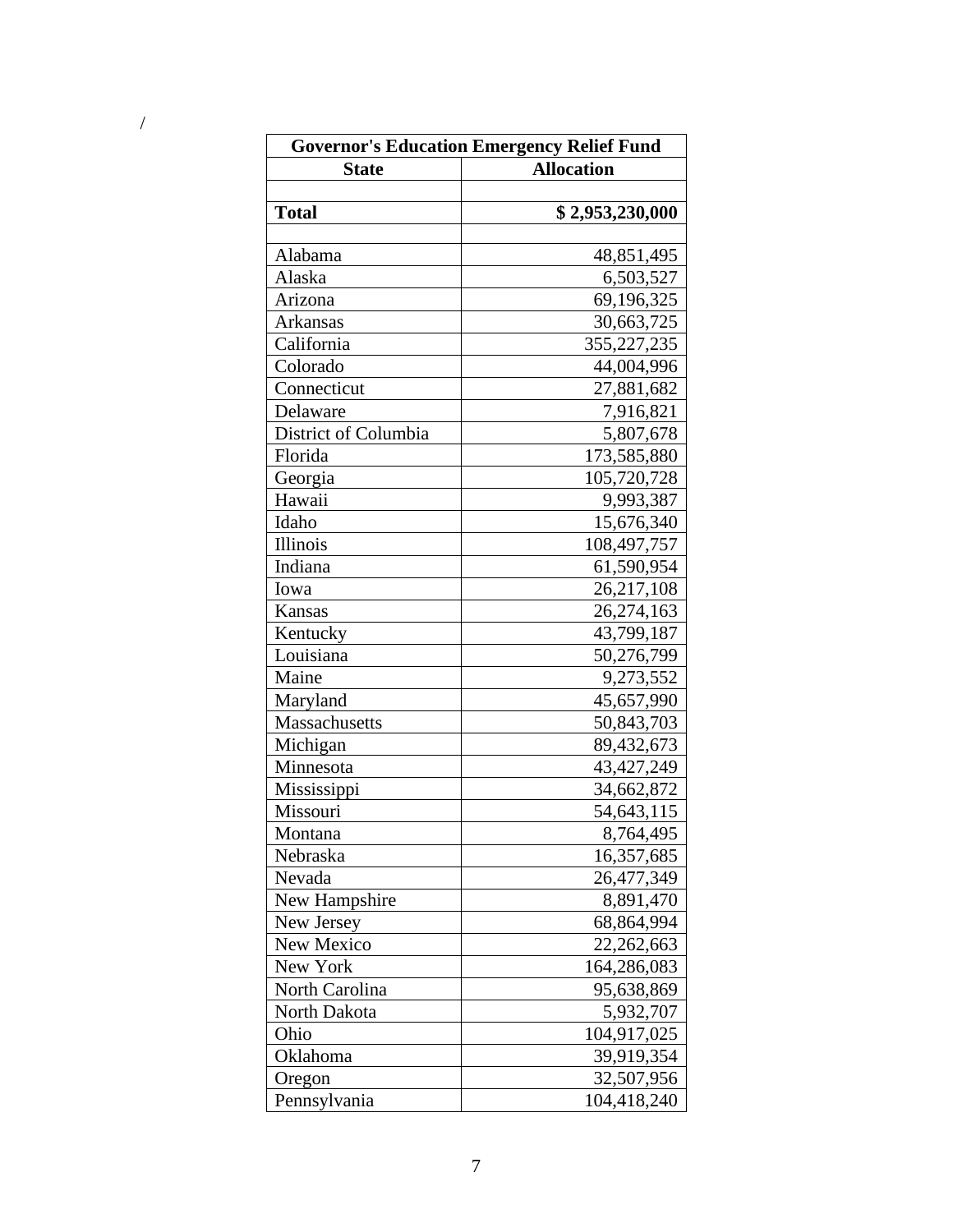/

| Governor's Education Emergency Relief Fund | |
|---|---|
| **State** | **Allocation** |
| | |
| **Total** | **$ 2,953,230,000** |
| | |
| Alabama | 48,851,495 |
| Alaska | 6,503,527 |
| Arizona | 69,196,325 |
| Arkansas | 30,663,725 |
| California | 355,227,235 |
| Colorado | 44,004,996 |
| Connecticut | 27,881,682 |
| Delaware | 7,916,821 |
| District of Columbia | 5,807,678 |
| Florida | 173,585,880 |
| Georgia | 105,720,728 |
| Hawaii | 9,993,387 |
| Idaho | 15,676,340 |
| Illinois | 108,497,757 |
| Indiana | 61,590,954 |
| Iowa | 26,217,108 |
| Kansas | 26,274,163 |
| Kentucky | 43,799,187 |
| Louisiana | 50,276,799 |
| Maine | 9,273,552 |
| Maryland | 45,657,990 |
| Massachusetts | 50,843,703 |
| Michigan | 89,432,673 |
| Minnesota | 43,427,249 |
| Mississippi | 34,662,872 |
| Missouri | 54,643,115 |
| Montana | 8,764,495 |
| Nebraska | 16,357,685 |
| Nevada | 26,477,349 |
| New Hampshire | 8,891,470 |
| New Jersey | 68,864,994 |
| New Mexico | 22,262,663 |
| New York | 164,286,083 |
| North Carolina | 95,638,869 |
| North Dakota | 5,932,707 |
| Ohio | 104,917,025 |
| Oklahoma | 39,919,354 |
| Oregon | 32,507,956 |
| Pennsylvania | 104,418,240 |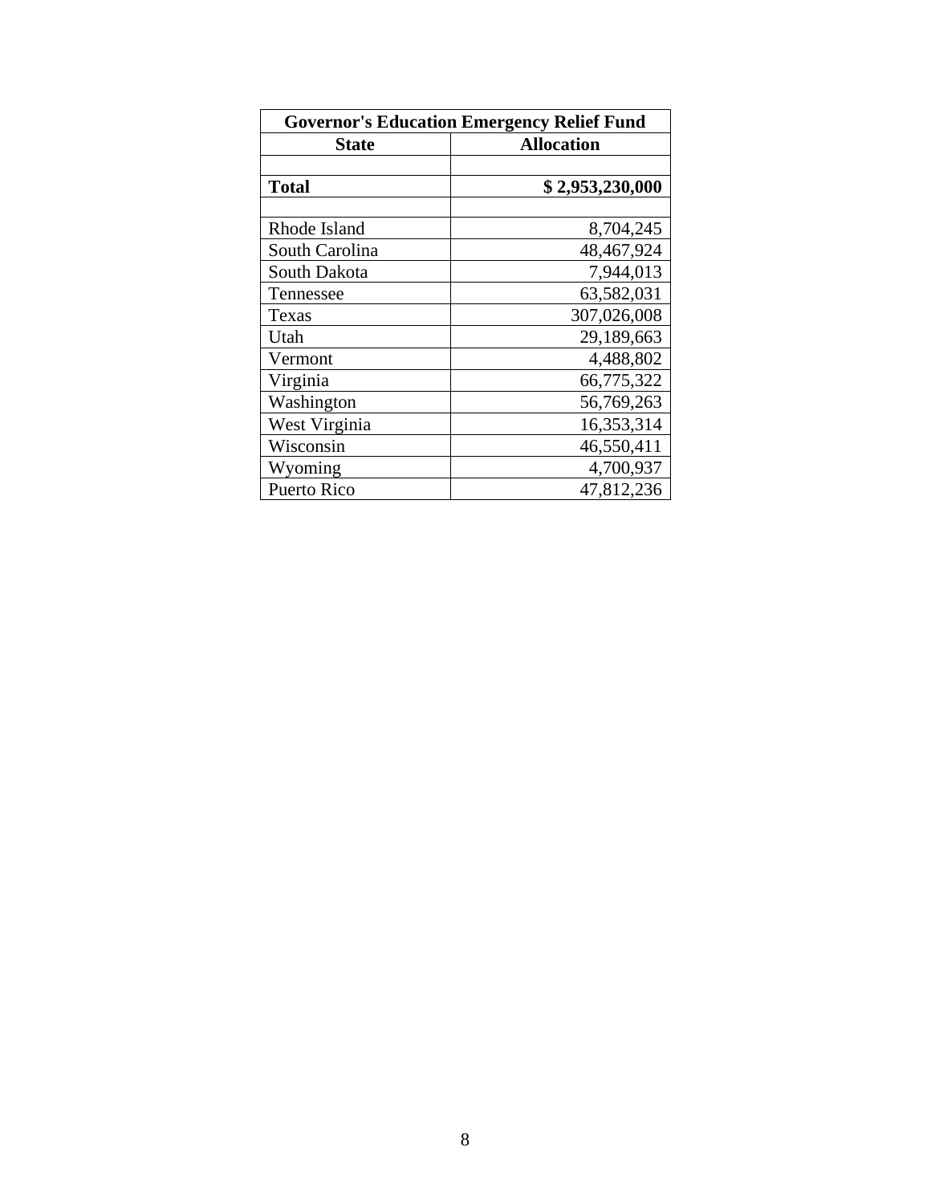| Governor's Education Emergency Relief Fund | |
|---|---|
| **State** | **Allocation** |
| | |
| **Total** | **$ 2,953,230,000** |
| | |
| Rhode Island | 8,704,245 |
| South Carolina | 48,467,924 |
| South Dakota | 7,944,013 |
| Tennessee | 63,582,031 |
| Texas | 307,026,008 |
| Utah | 29,189,663 |
| Vermont | 4,488,802 |
| Virginia | 66,775,322 |
| Washington | 56,769,263 |
| West Virginia | 16,353,314 |
| Wisconsin | 46,550,411 |
| Wyoming | 4,700,937 |
| Puerto Rico | 47,812,236 |